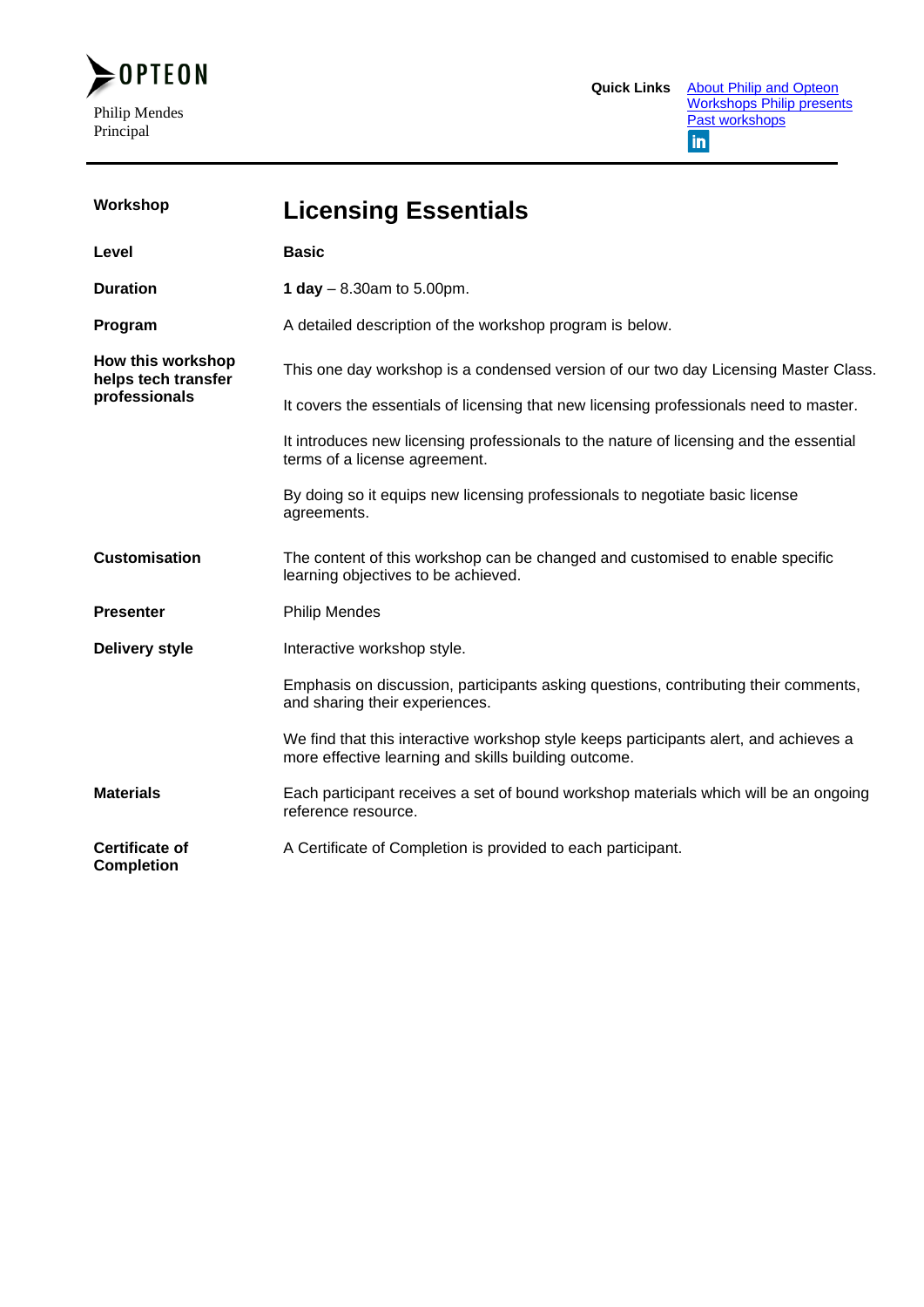OPTEON

Philip Mendes
Principal

**Quick Links** [About Philip and Opteon](#)
[Workshops Philip presents](#)
[Past workshops](#)

---

| | |
|---|---|
| **Workshop** | **Licensing Essentials** |
| **Level** | **Basic** |
| **Duration** | **1 day** – 8.30am to 5.00pm. |
| **Program** | A detailed description of the workshop program is below. |
| **How this workshop helps tech transfer professionals** | This one day workshop is a condensed version of our two day Licensing Master Class.<br><br>It covers the essentials of licensing that new licensing professionals need to master.<br><br>It introduces new licensing professionals to the nature of licensing and the essential terms of a license agreement.<br><br>By doing so it equips new licensing professionals to negotiate basic license agreements. |
| **Customisation** | The content of this workshop can be changed and customised to enable specific learning objectives to be achieved. |
| **Presenter** | Philip Mendes |
| **Delivery style** | Interactive workshop style.<br><br>Emphasis on discussion, participants asking questions, contributing their comments, and sharing their experiences.<br><br>We find that this interactive workshop style keeps participants alert, and achieves a more effective learning and skills building outcome. |
| **Materials** | Each participant receives a set of bound workshop materials which will be an ongoing reference resource. |
| **Certificate of Completion** | A Certificate of Completion is provided to each participant. |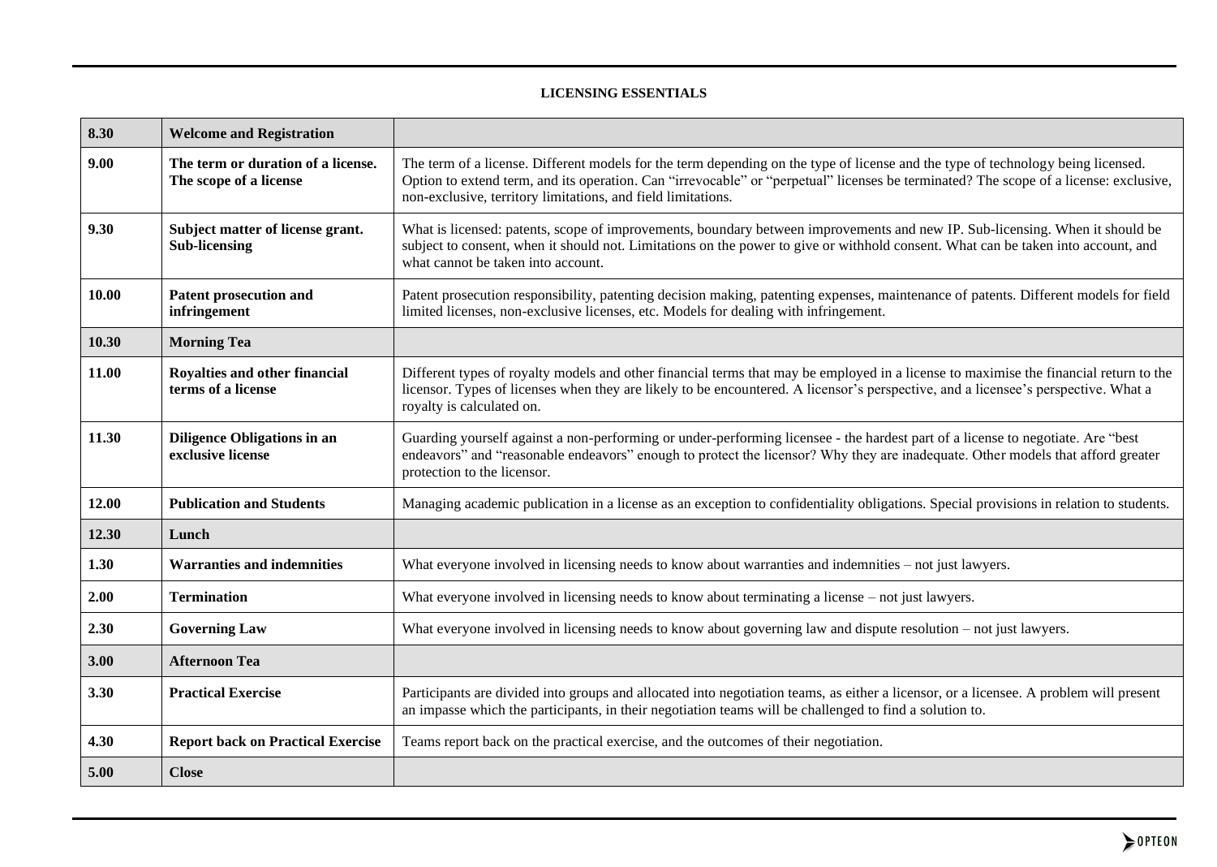**LICENSING ESSENTIALS**

| | | |
|---|---|---|
| **8.30** | **Welcome and Registration** | |
| **9.00** | **The term or duration of a license. The scope of a license** | The term of a license. Different models for the term depending on the type of license and the type of technology being licensed. Option to extend term, and its operation. Can "irrevocable" or "perpetual" licenses be terminated? The scope of a license: exclusive, non-exclusive, territory limitations, and field limitations. |
| **9.30** | **Subject matter of license grant. Sub-licensing** | What is licensed: patents, scope of improvements, boundary between improvements and new IP. Sub-licensing. When it should be subject to consent, when it should not. Limitations on the power to give or withhold consent. What can be taken into account, and what cannot be taken into account. |
| **10.00** | **Patent prosecution and infringement** | Patent prosecution responsibility, patenting decision making, patenting expenses, maintenance of patents. Different models for field limited licenses, non-exclusive licenses, etc. Models for dealing with infringement. |
| **10.30** | **Morning Tea** | |
| **11.00** | **Royalties and other financial terms of a license** | Different types of royalty models and other financial terms that may be employed in a license to maximise the financial return to the licensor. Types of licenses when they are likely to be encountered. A licensor's perspective, and a licensee's perspective. What a royalty is calculated on. |
| **11.30** | **Diligence Obligations in an exclusive license** | Guarding yourself against a non-performing or under-performing licensee - the hardest part of a license to negotiate. Are "best endeavors" and "reasonable endeavors" enough to protect the licensor? Why they are inadequate. Other models that afford greater protection to the licensor. |
| **12.00** | **Publication and Students** | Managing academic publication in a license as an exception to confidentiality obligations. Special provisions in relation to students. |
| **12.30** | **Lunch** | |
| **1.30** | **Warranties and indemnities** | What everyone involved in licensing needs to know about warranties and indemnities – not just lawyers. |
| **2.00** | **Termination** | What everyone involved in licensing needs to know about terminating a license – not just lawyers. |
| **2.30** | **Governing Law** | What everyone involved in licensing needs to know about governing law and dispute resolution – not just lawyers. |
| **3.00** | **Afternoon Tea** | |
| **3.30** | **Practical Exercise** | Participants are divided into groups and allocated into negotiation teams, as either a licensor, or a licensee. A problem will present an impasse which the participants, in their negotiation teams will be challenged to find a solution to. |
| **4.30** | **Report back on Practical Exercise** | Teams report back on the practical exercise, and the outcomes of their negotiation. |
| **5.00** | **Close** | |